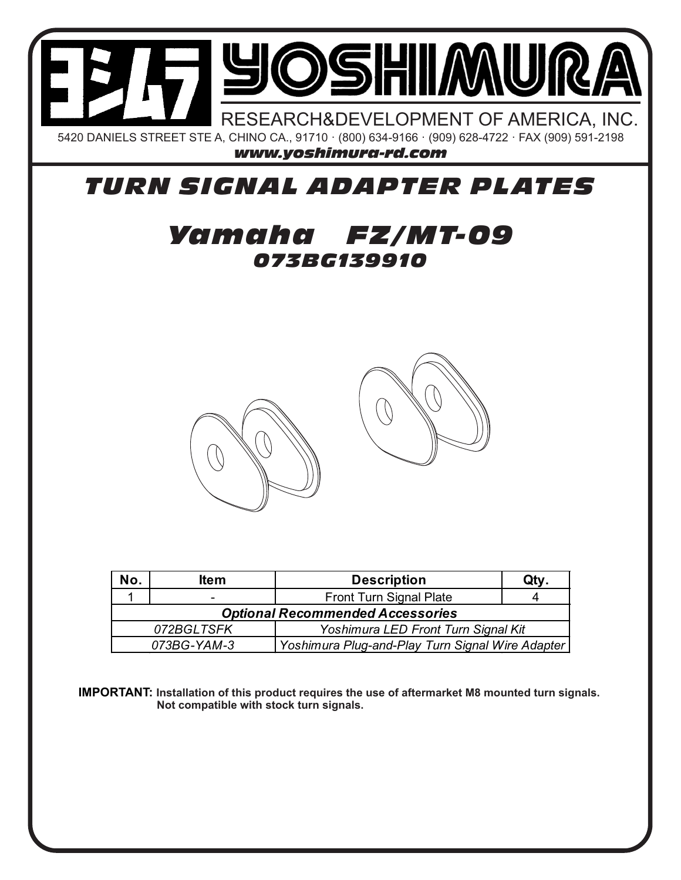# YOSHIMURA

RESEARCH&DEVELOPMENT OF AMERICA, INC.

5420 DANIELS STREET STE A, CHINO CA., 91710 · (800) 634-9166 · (909) 628-4722 · FAX (909) 591-2198

***www.yoshimura-rd.com***

# *TURN SIGNAL ADAPTER PLATES*

## *Yamaha FZ/MT-09*

### *073BG139910*

| No. | Item | Description | Qty. |
|---|---|---|---|
| 1 | - | Front Turn Signal Plate | 4 |
| ***Optional Recommended Accessories*** | | | |
| *072BGLTSFK* | | *Yoshimura LED Front Turn Signal Kit* | |
| *073BG-YAM-3* | | *Yoshimura Plug-and-Play Turn Signal Wire Adapter* | |

**IMPORTANT: Installation of this product requires the use of aftermarket M8 mounted turn signals. Not compatible with stock turn signals.**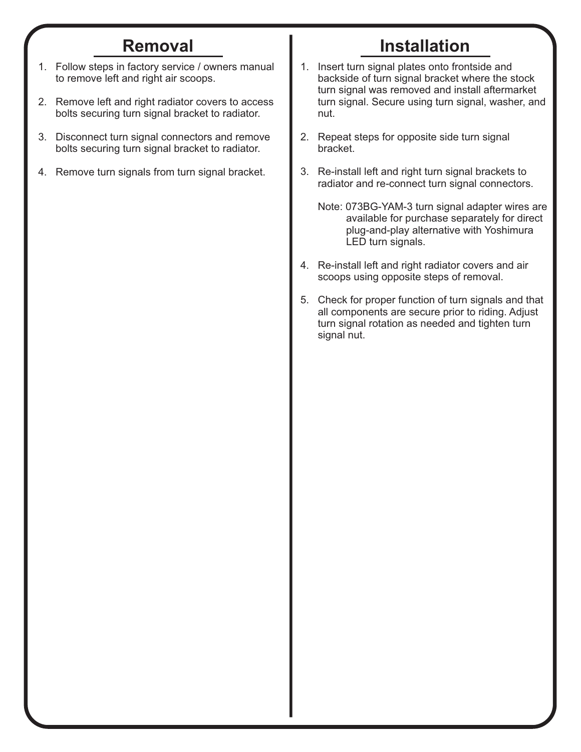## Removal

1. Follow steps in factory service / owners manual to remove left and right air scoops.

2. Remove left and right radiator covers to access bolts securing turn signal bracket to radiator.

3. Disconnect turn signal connectors and remove bolts securing turn signal bracket to radiator.

4. Remove turn signals from turn signal bracket.

## Installation

1. Insert turn signal plates onto frontside and backside of turn signal bracket where the stock turn signal was removed and install aftermarket turn signal. Secure using turn signal, washer, and nut.

2. Repeat steps for opposite side turn signal bracket.

3. Re-install left and right turn signal brackets to radiator and re-connect turn signal connectors.

   Note: 073BG-YAM-3 turn signal adapter wires are available for purchase separately for direct plug-and-play alternative with Yoshimura LED turn signals.

4. Re-install left and right radiator covers and air scoops using opposite steps of removal.

5. Check for proper function of turn signals and that all components are secure prior to riding. Adjust turn signal rotation as needed and tighten turn signal nut.